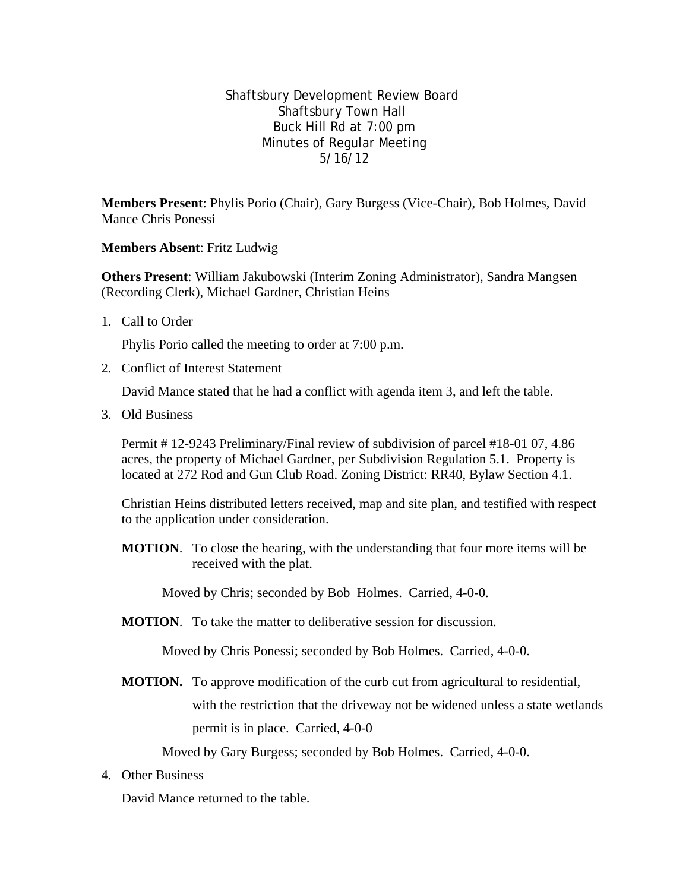Shaftsbury Development Review Board
Shaftsbury Town Hall
Buck Hill Rd at 7:00 pm
Minutes of Regular Meeting
5/16/12

**Members Present**: Phylis Porio (Chair), Gary Burgess (Vice-Chair), Bob Holmes, David Mance Chris Ponessi

**Members Absent**: Fritz Ludwig

**Others Present**: William Jakubowski (Interim Zoning Administrator), Sandra Mangsen (Recording Clerk), Michael Gardner, Christian Heins

1. Call to Order

   Phylis Porio called the meeting to order at 7:00 p.m.

2. Conflict of Interest Statement

   David Mance stated that he had a conflict with agenda item 3, and left the table.

3. Old Business

   Permit # 12-9243 Preliminary/Final review of subdivision of parcel #18-01 07, 4.86 acres, the property of Michael Gardner, per Subdivision Regulation 5.1. Property is located at 272 Rod and Gun Club Road. Zoning District: RR40, Bylaw Section 4.1.

   Christian Heins distributed letters received, map and site plan, and testified with respect to the application under consideration.

   **MOTION**. To close the hearing, with the understanding that four more items will be received with the plat.

   Moved by Chris; seconded by Bob Holmes. Carried, 4-0-0.

   **MOTION**. To take the matter to deliberative session for discussion.

   Moved by Chris Ponessi; seconded by Bob Holmes. Carried, 4-0-0.

   **MOTION.** To approve modification of the curb cut from agricultural to residential, with the restriction that the driveway not be widened unless a state wetlands permit is in place. Carried, 4-0-0

   Moved by Gary Burgess; seconded by Bob Holmes. Carried, 4-0-0.

4. Other Business

   David Mance returned to the table.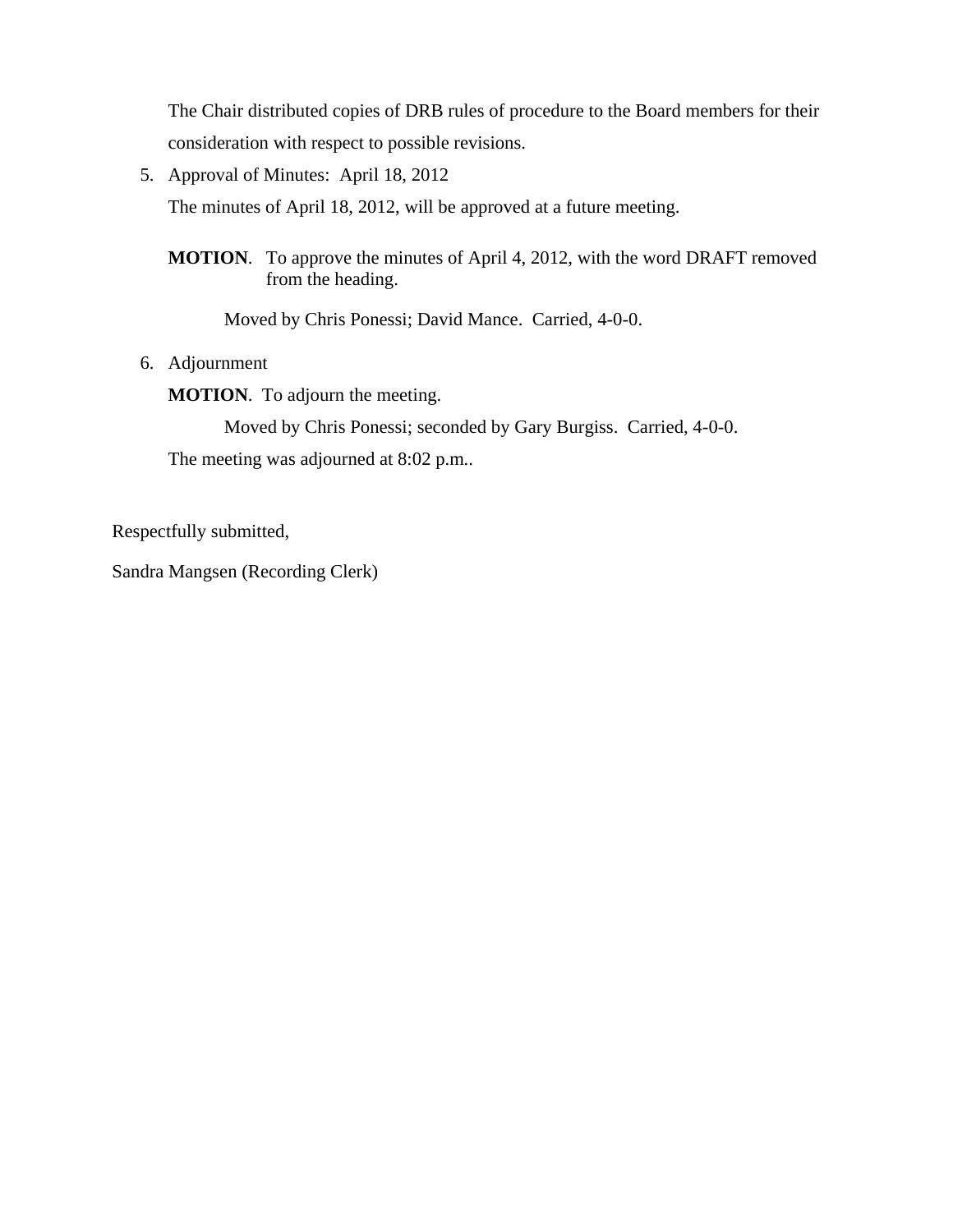The Chair distributed copies of DRB rules of procedure to the Board members for their consideration with respect to possible revisions.

5. Approval of Minutes: April 18, 2012

   The minutes of April 18, 2012, will be approved at a future meeting.

   **MOTION**. To approve the minutes of April 4, 2012, with the word DRAFT removed from the heading.

   Moved by Chris Ponessi; David Mance. Carried, 4-0-0.

6. Adjournment

   **MOTION**. To adjourn the meeting.

   Moved by Chris Ponessi; seconded by Gary Burgiss. Carried, 4-0-0.

   The meeting was adjourned at 8:02 p.m..

Respectfully submitted,

Sandra Mangsen (Recording Clerk)